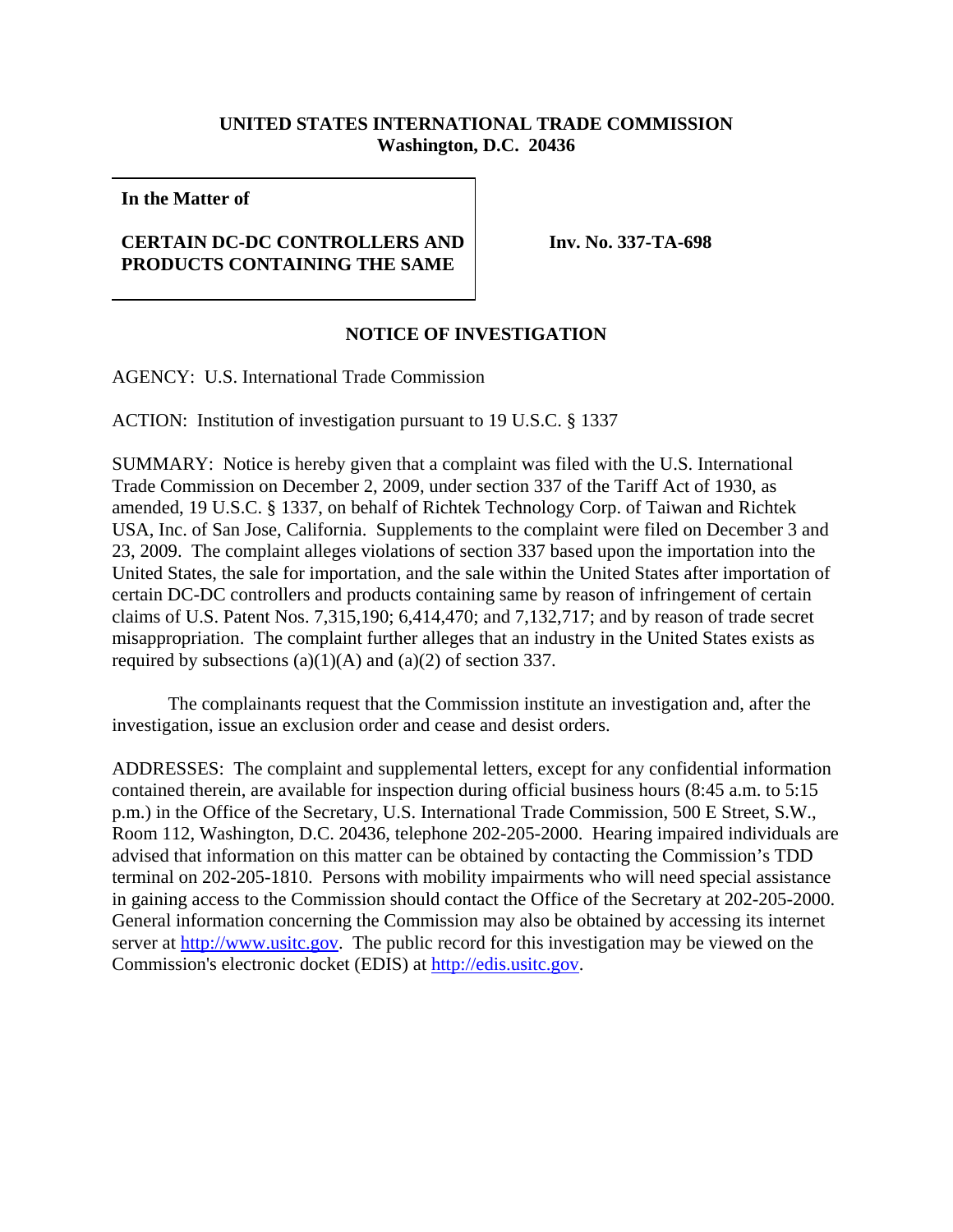**UNITED STATES INTERNATIONAL TRADE COMMISSION**
**Washington, D.C. 20436**

**In the Matter of**

**CERTAIN DC-DC CONTROLLERS AND PRODUCTS CONTAINING THE SAME**

**Inv. No. 337-TA-698**

## NOTICE OF INVESTIGATION

AGENCY: U.S. International Trade Commission

ACTION: Institution of investigation pursuant to 19 U.S.C. § 1337

SUMMARY: Notice is hereby given that a complaint was filed with the U.S. International Trade Commission on December 2, 2009, under section 337 of the Tariff Act of 1930, as amended, 19 U.S.C. § 1337, on behalf of Richtek Technology Corp. of Taiwan and Richtek USA, Inc. of San Jose, California. Supplements to the complaint were filed on December 3 and 23, 2009. The complaint alleges violations of section 337 based upon the importation into the United States, the sale for importation, and the sale within the United States after importation of certain DC-DC controllers and products containing same by reason of infringement of certain claims of U.S. Patent Nos. 7,315,190; 6,414,470; and 7,132,717; and by reason of trade secret misappropriation. The complaint further alleges that an industry in the United States exists as required by subsections (a)(1)(A) and (a)(2) of section 337.

The complainants request that the Commission institute an investigation and, after the investigation, issue an exclusion order and cease and desist orders.

ADDRESSES: The complaint and supplemental letters, except for any confidential information contained therein, are available for inspection during official business hours (8:45 a.m. to 5:15 p.m.) in the Office of the Secretary, U.S. International Trade Commission, 500 E Street, S.W., Room 112, Washington, D.C. 20436, telephone 202-205-2000. Hearing impaired individuals are advised that information on this matter can be obtained by contacting the Commission's TDD terminal on 202-205-1810. Persons with mobility impairments who will need special assistance in gaining access to the Commission should contact the Office of the Secretary at 202-205-2000. General information concerning the Commission may also be obtained by accessing its internet server at http://www.usitc.gov. The public record for this investigation may be viewed on the Commission's electronic docket (EDIS) at http://edis.usitc.gov.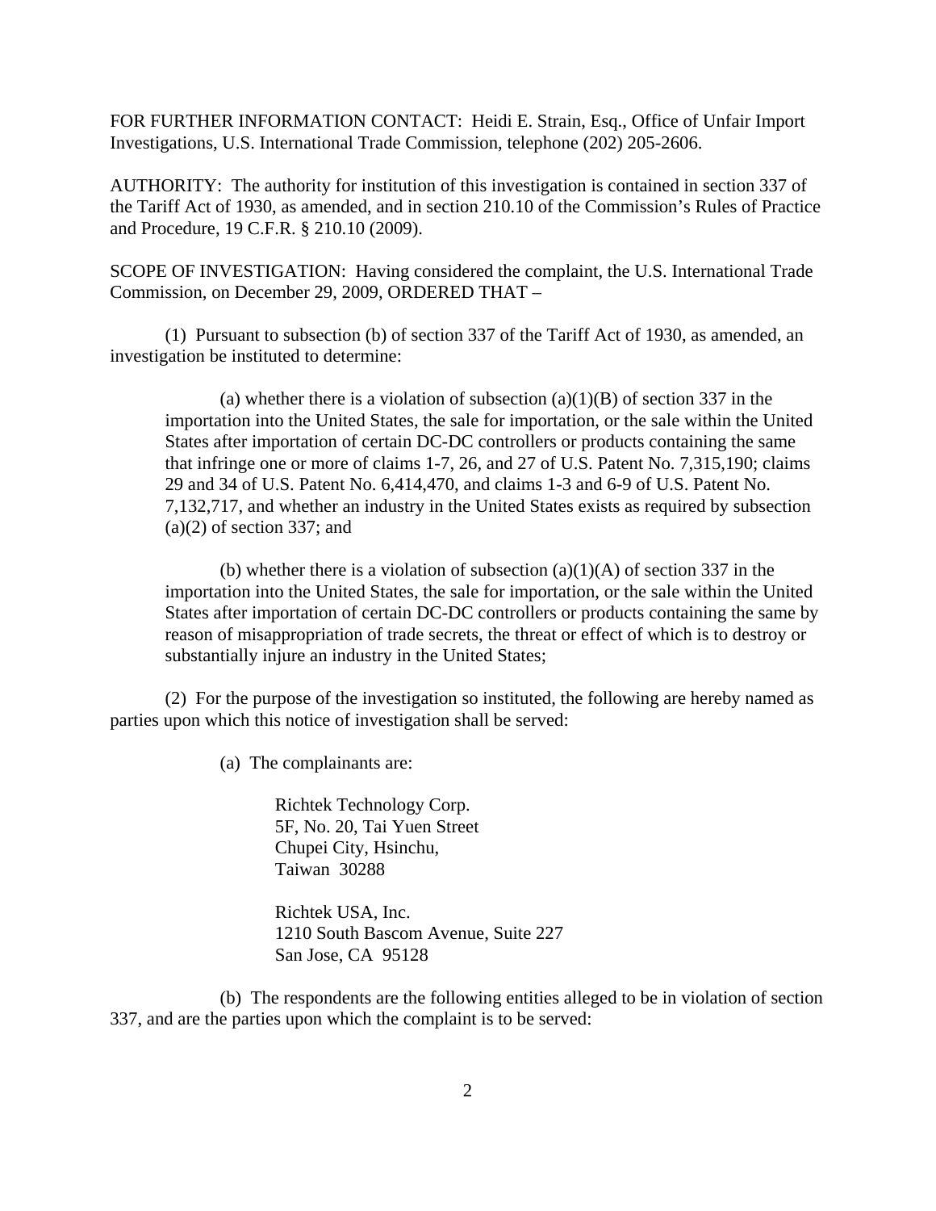FOR FURTHER INFORMATION CONTACT: Heidi E. Strain, Esq., Office of Unfair Import Investigations, U.S. International Trade Commission, telephone (202) 205-2606.

AUTHORITY: The authority for institution of this investigation is contained in section 337 of the Tariff Act of 1930, as amended, and in section 210.10 of the Commission's Rules of Practice and Procedure, 19 C.F.R. § 210.10 (2009).

SCOPE OF INVESTIGATION: Having considered the complaint, the U.S. International Trade Commission, on December 29, 2009, ORDERED THAT –

(1) Pursuant to subsection (b) of section 337 of the Tariff Act of 1930, as amended, an investigation be instituted to determine:

> (a) whether there is a violation of subsection (a)(1)(B) of section 337 in the importation into the United States, the sale for importation, or the sale within the United States after importation of certain DC-DC controllers or products containing the same that infringe one or more of claims 1-7, 26, and 27 of U.S. Patent No. 7,315,190; claims 29 and 34 of U.S. Patent No. 6,414,470, and claims 1-3 and 6-9 of U.S. Patent No. 7,132,717, and whether an industry in the United States exists as required by subsection (a)(2) of section 337; and
>
> (b) whether there is a violation of subsection (a)(1)(A) of section 337 in the importation into the United States, the sale for importation, or the sale within the United States after importation of certain DC-DC controllers or products containing the same by reason of misappropriation of trade secrets, the threat or effect of which is to destroy or substantially injure an industry in the United States;

(2) For the purpose of the investigation so instituted, the following are hereby named as parties upon which this notice of investigation shall be served:

(a) The complainants are:

Richtek Technology Corp.
5F, No. 20, Tai Yuen Street
Chupei City, Hsinchu,
Taiwan 30288

Richtek USA, Inc.
1210 South Bascom Avenue, Suite 227
San Jose, CA 95128

(b) The respondents are the following entities alleged to be in violation of section 337, and are the parties upon which the complaint is to be served: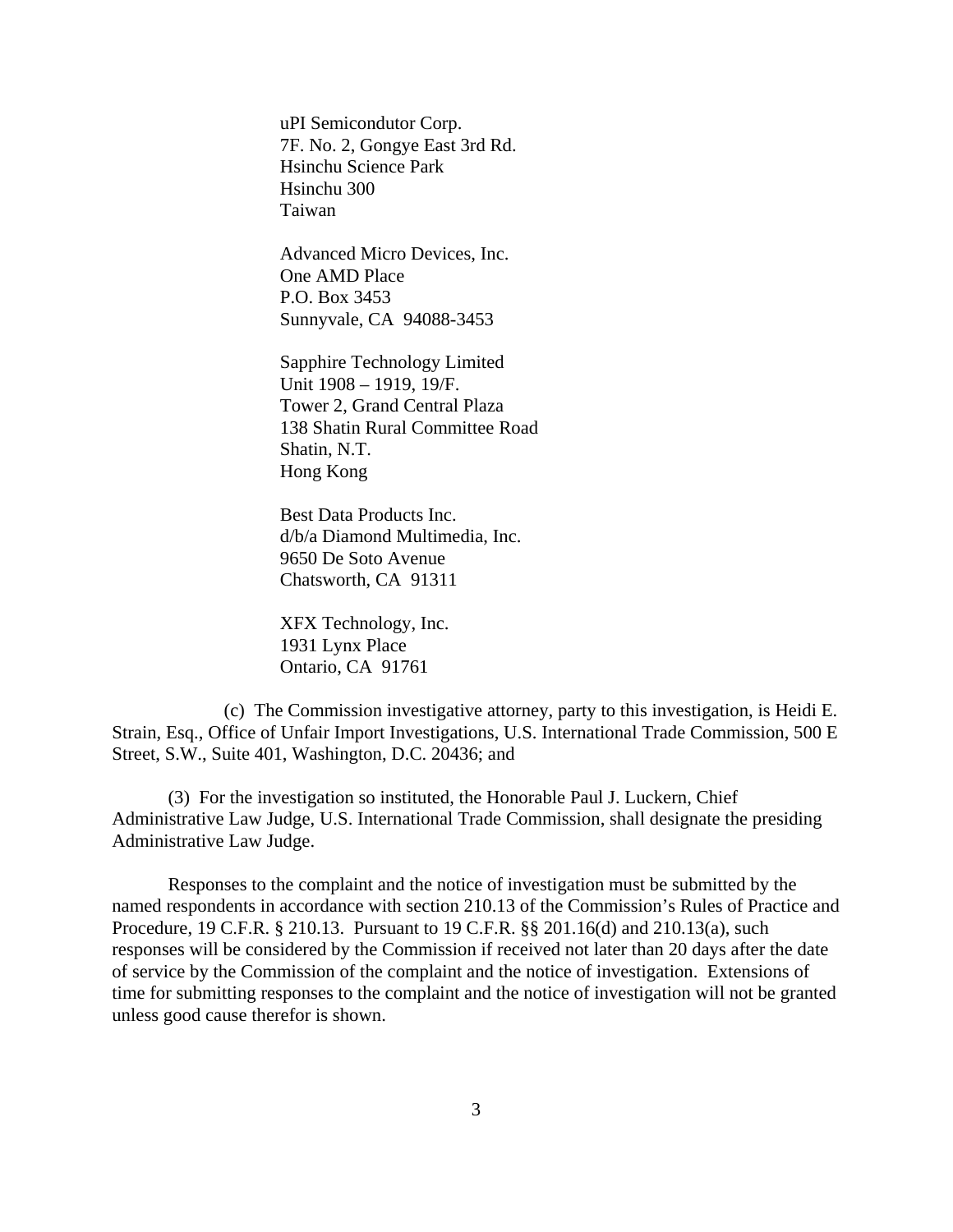uPI Semicondutor Corp.
7F. No. 2, Gongye East 3rd Rd.
Hsinchu Science Park
Hsinchu 300
Taiwan

Advanced Micro Devices, Inc.
One AMD Place
P.O. Box 3453
Sunnyvale, CA 94088-3453

Sapphire Technology Limited
Unit 1908 – 1919, 19/F.
Tower 2, Grand Central Plaza
138 Shatin Rural Committee Road
Shatin, N.T.
Hong Kong

Best Data Products Inc.
d/b/a Diamond Multimedia, Inc.
9650 De Soto Avenue
Chatsworth, CA 91311

XFX Technology, Inc.
1931 Lynx Place
Ontario, CA 91761

(c) The Commission investigative attorney, party to this investigation, is Heidi E. Strain, Esq., Office of Unfair Import Investigations, U.S. International Trade Commission, 500 E Street, S.W., Suite 401, Washington, D.C. 20436; and

(3) For the investigation so instituted, the Honorable Paul J. Luckern, Chief Administrative Law Judge, U.S. International Trade Commission, shall designate the presiding Administrative Law Judge.

Responses to the complaint and the notice of investigation must be submitted by the named respondents in accordance with section 210.13 of the Commission's Rules of Practice and Procedure, 19 C.F.R. § 210.13. Pursuant to 19 C.F.R. §§ 201.16(d) and 210.13(a), such responses will be considered by the Commission if received not later than 20 days after the date of service by the Commission of the complaint and the notice of investigation. Extensions of time for submitting responses to the complaint and the notice of investigation will not be granted unless good cause therefor is shown.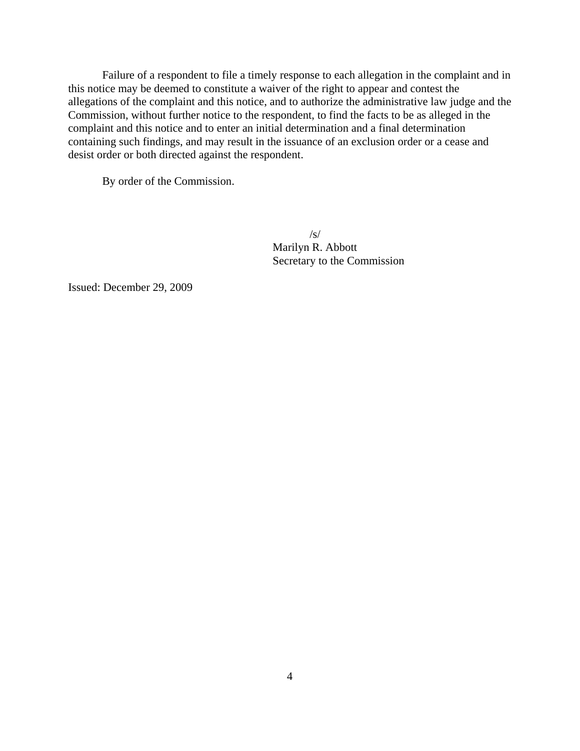Failure of a respondent to file a timely response to each allegation in the complaint and in this notice may be deemed to constitute a waiver of the right to appear and contest the allegations of the complaint and this notice, and to authorize the administrative law judge and the Commission, without further notice to the respondent, to find the facts to be as alleged in the complaint and this notice and to enter an initial determination and a final determination containing such findings, and may result in the issuance of an exclusion order or a cease and desist order or both directed against the respondent.

By order of the Commission.

/s/
Marilyn R. Abbott
Secretary to the Commission

Issued: December 29, 2009